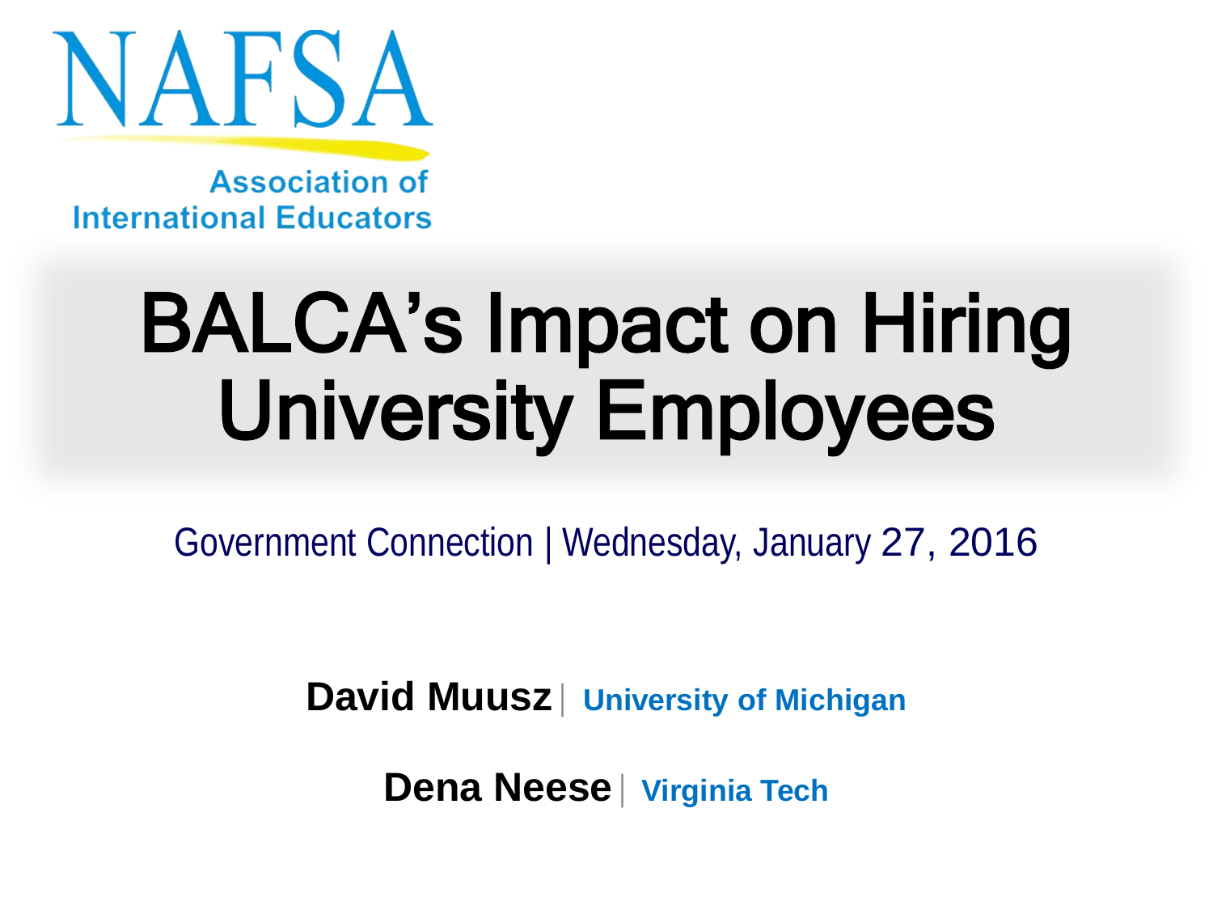NAFSA

Association of International Educators

# BALCA's Impact on Hiring University Employees

Government Connection | Wednesday, January 27, 2016

**David Muusz** | **University of Michigan**

**Dena Neese** | **Virginia Tech**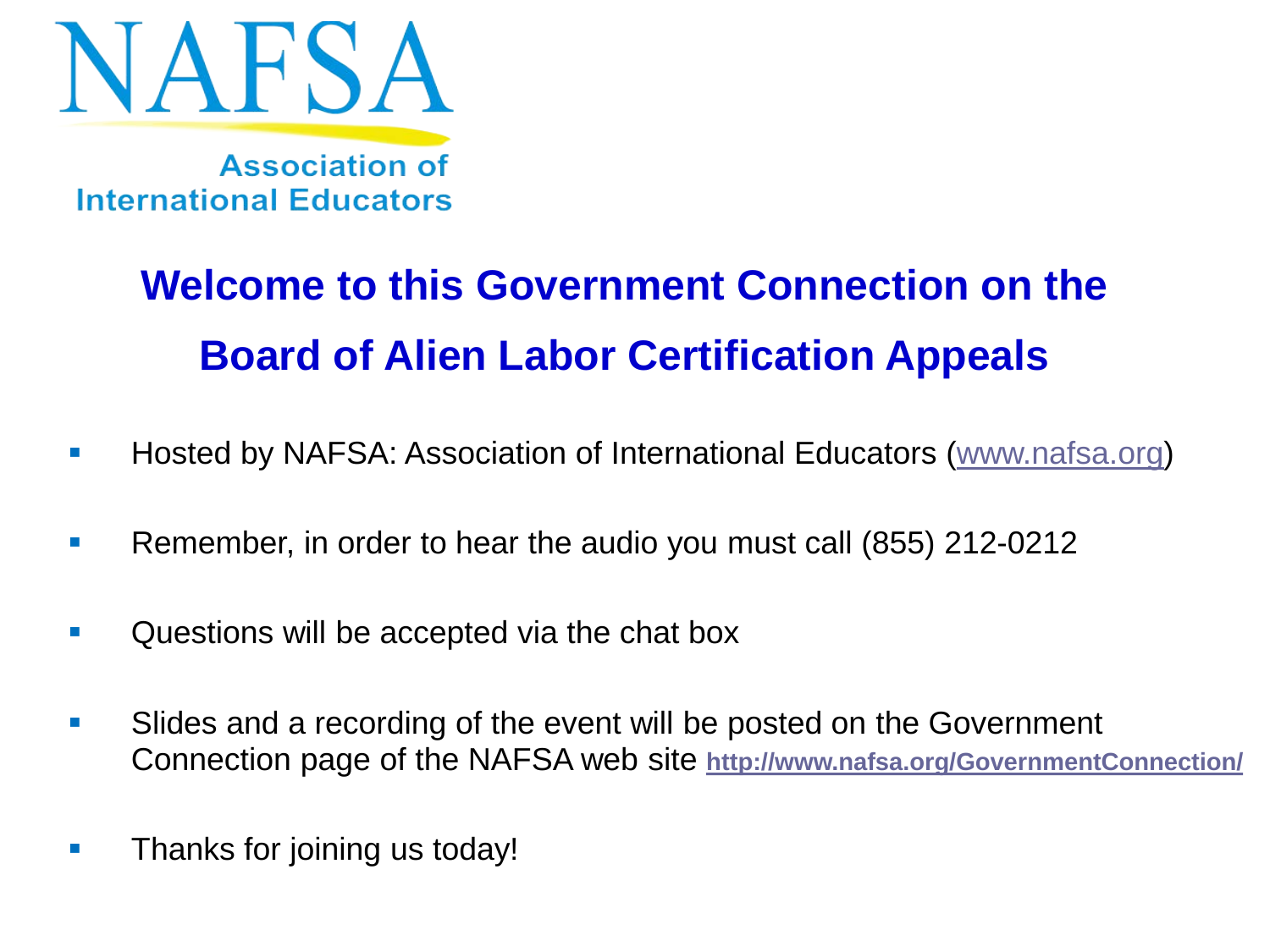NAFSA

Association of International Educators

# Welcome to this Government Connection on the Board of Alien Labor Certification Appeals

- Hosted by NAFSA: Association of International Educators (www.nafsa.org)
- Remember, in order to hear the audio you must call (855) 212-0212
- Questions will be accepted via the chat box
- Slides and a recording of the event will be posted on the Government Connection page of the NAFSA web site **http://www.nafsa.org/GovernmentConnection/**
- Thanks for joining us today!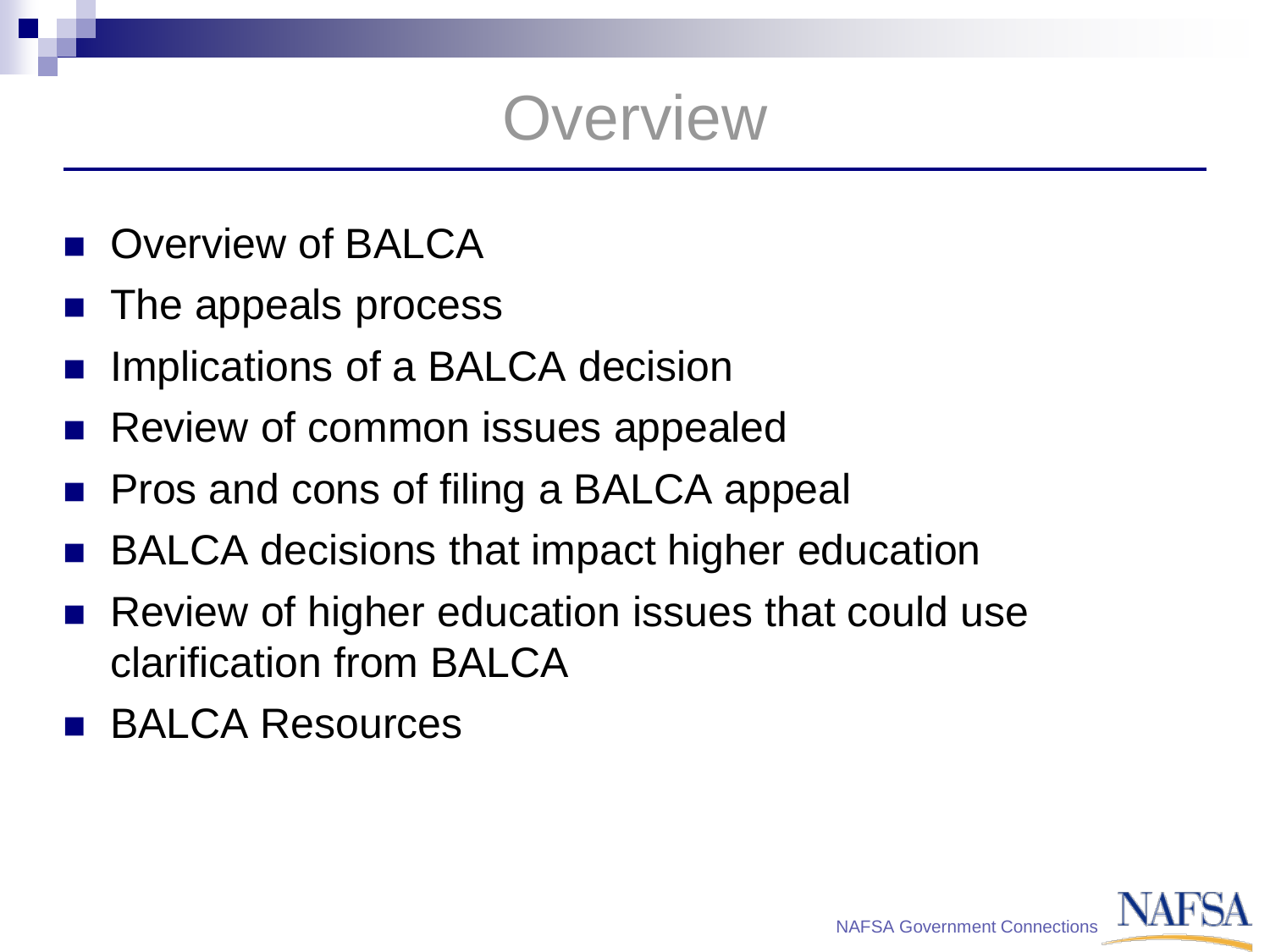# Overview

- Overview of BALCA
- The appeals process
- Implications of a BALCA decision
- Review of common issues appealed
- Pros and cons of filing a BALCA appeal
- BALCA decisions that impact higher education
- Review of higher education issues that could use clarification from BALCA
- BALCA Resources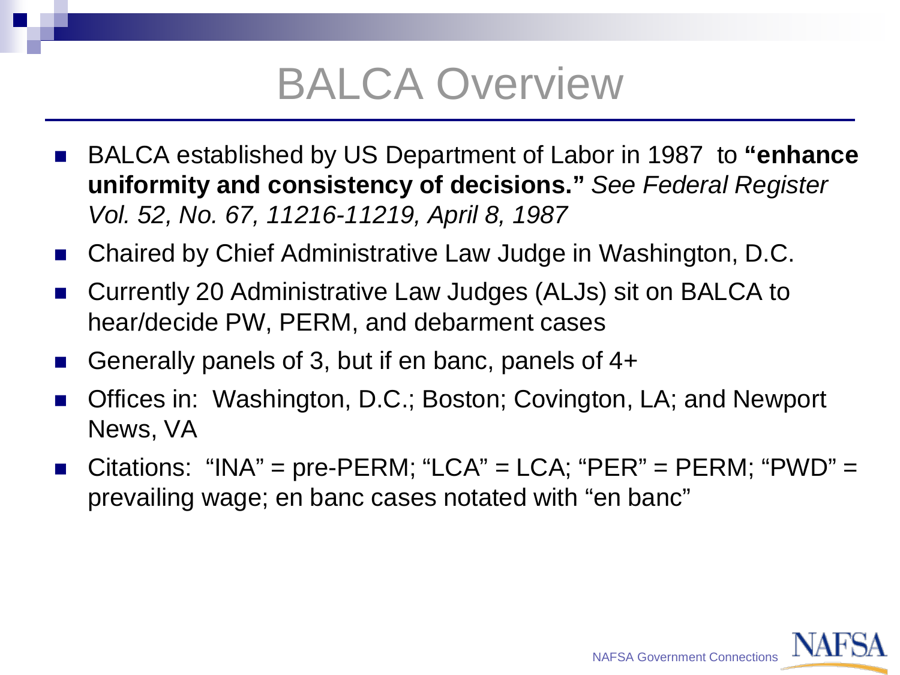# BALCA Overview

- BALCA established by US Department of Labor in 1987 to **"enhance uniformity and consistency of decisions."** *See Federal Register Vol. 52, No. 67, 11216-11219, April 8, 1987*
- Chaired by Chief Administrative Law Judge in Washington, D.C.
- Currently 20 Administrative Law Judges (ALJs) sit on BALCA to hear/decide PW, PERM, and debarment cases
- Generally panels of 3, but if en banc, panels of 4+
- Offices in: Washington, D.C.; Boston; Covington, LA; and Newport News, VA
- Citations: "INA" = pre-PERM; "LCA" = LCA; "PER" = PERM; "PWD" = prevailing wage; en banc cases notated with "en banc"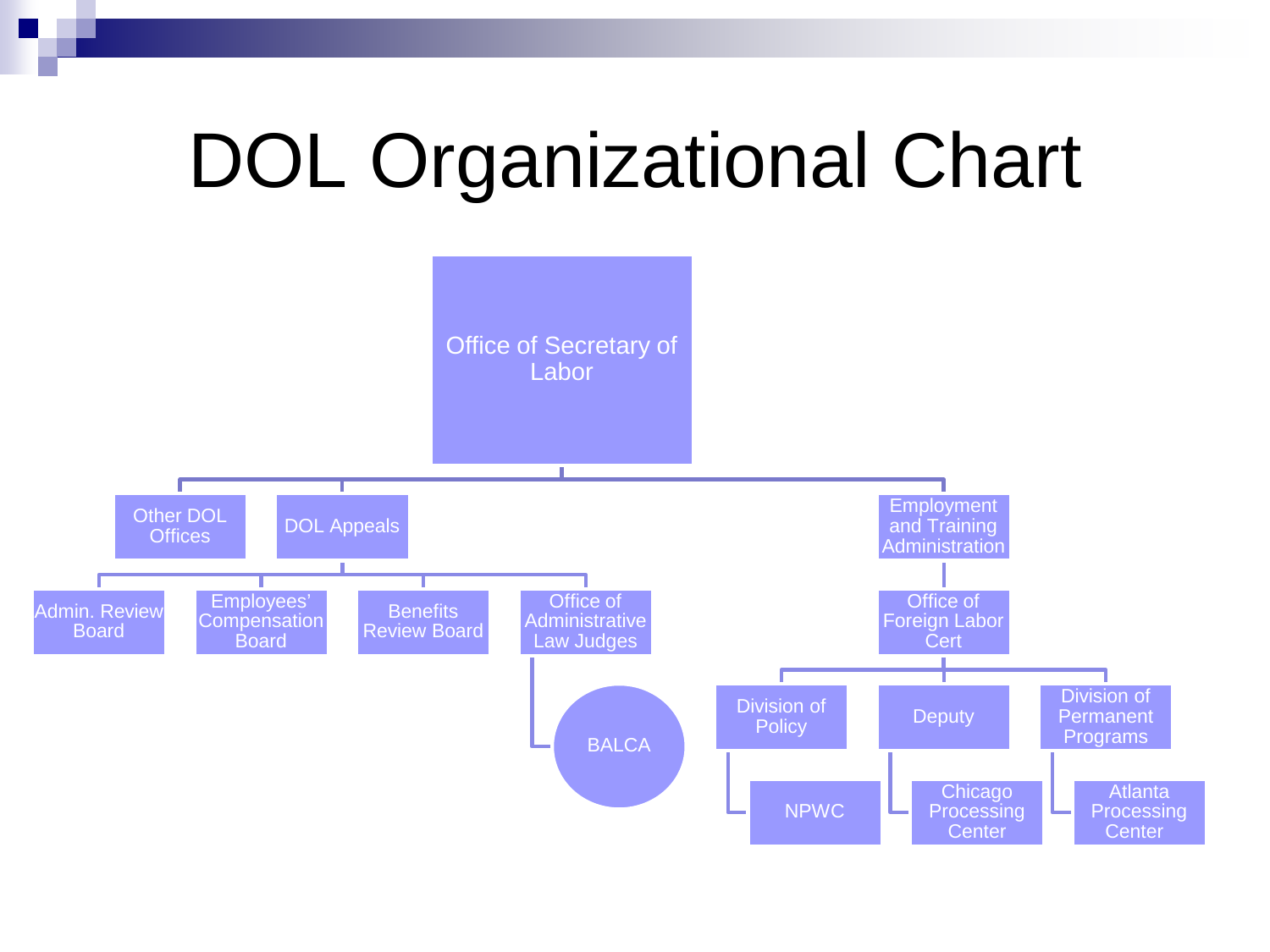# DOL Organizational Chart

- Office of Secretary of Labor
  - Other DOL Offices
  - DOL Appeals
    - Admin. Review Board
    - Employees' Compensation Board
    - Benefits Review Board
    - Office of Administrative Law Judges
      - BALCA
  - Employment and Training Administration
    - Office of Foreign Labor Cert
      - Division of Policy
        - NPWC
      - Deputy
        - Chicago Processing Center
      - Division of Permanent Programs
        - Atlanta Processing Center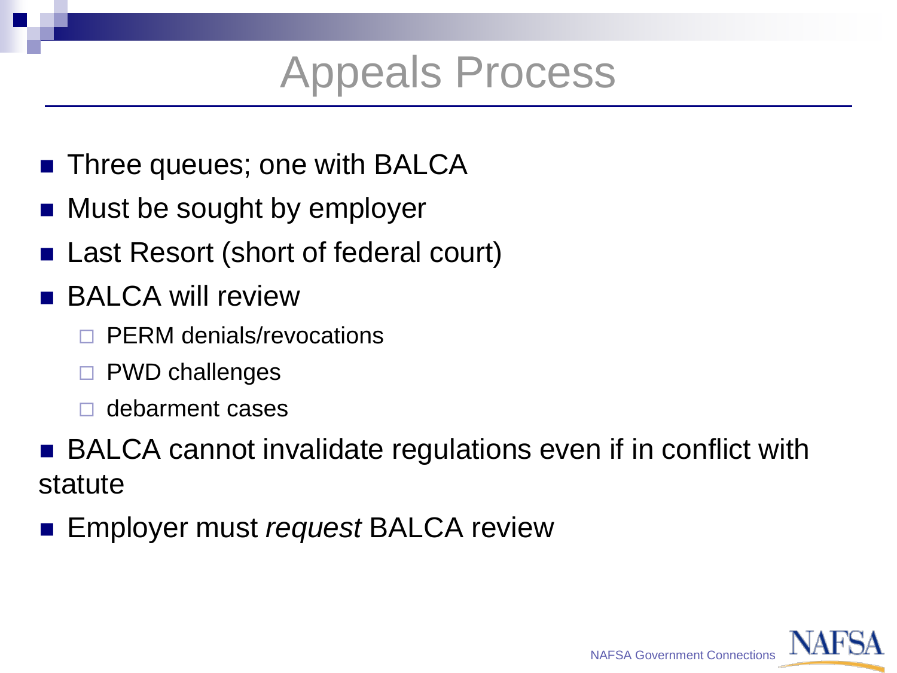# Appeals Process

- Three queues; one with BALCA
- Must be sought by employer
- Last Resort (short of federal court)
- BALCA will review
  - PERM denials/revocations
  - PWD challenges
  - debarment cases
- BALCA cannot invalidate regulations even if in conflict with statute
- Employer must *request* BALCA review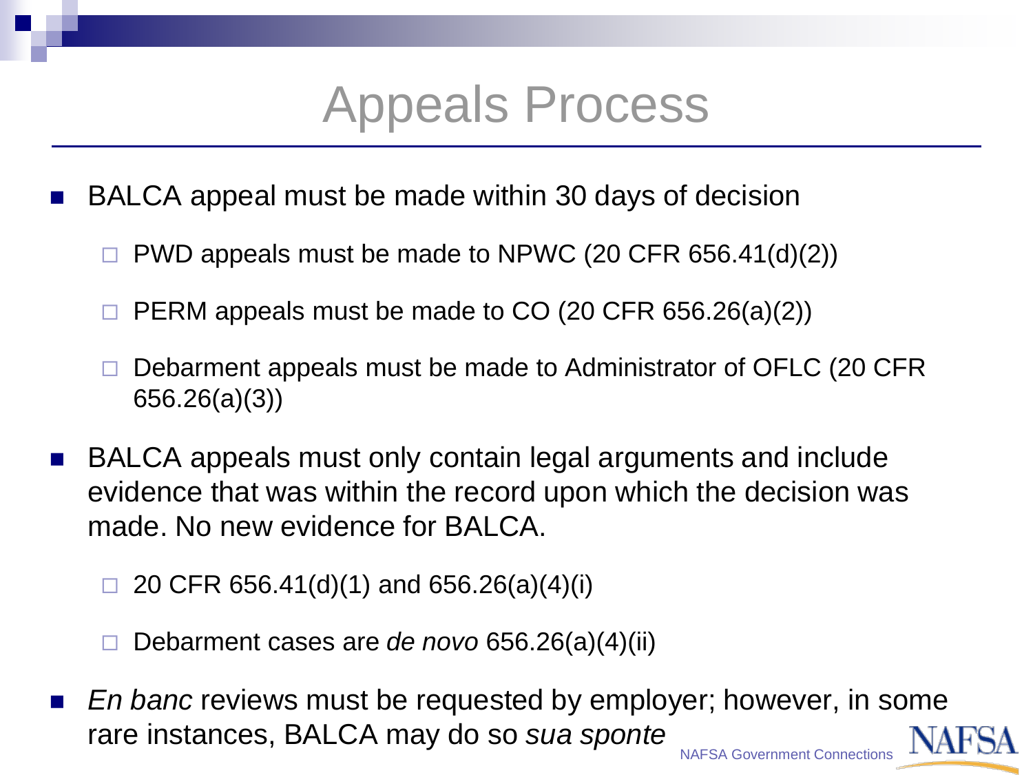# Appeals Process

- BALCA appeal must be made within 30 days of decision
  - PWD appeals must be made to NPWC (20 CFR 656.41(d)(2))
  - PERM appeals must be made to CO (20 CFR 656.26(a)(2))
  - Debarment appeals must be made to Administrator of OFLC (20 CFR 656.26(a)(3))
- BALCA appeals must only contain legal arguments and include evidence that was within the record upon which the decision was made. No new evidence for BALCA.
  - 20 CFR 656.41(d)(1) and 656.26(a)(4)(i)
  - Debarment cases are *de novo* 656.26(a)(4)(ii)
- *En banc* reviews must be requested by employer; however, in some rare instances, BALCA may do so *sua sponte*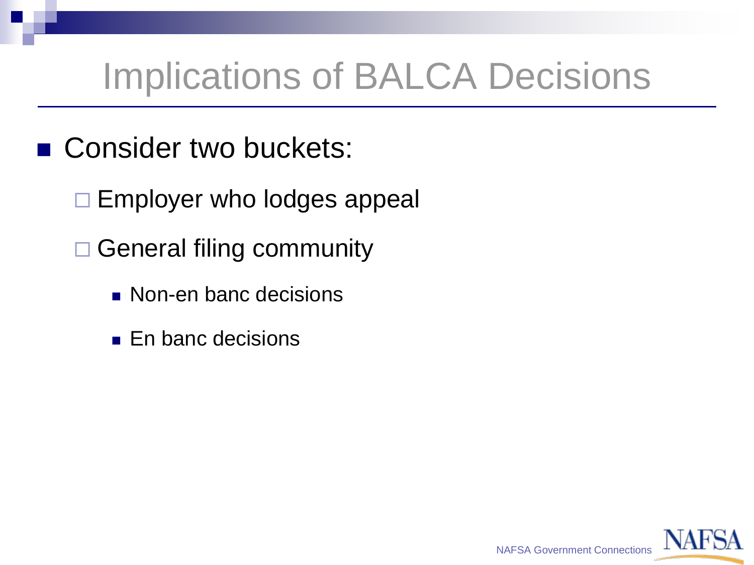# Implications of BALCA Decisions

- Consider two buckets:
  - Employer who lodges appeal
  - General filing community
    - Non-en banc decisions
    - En banc decisions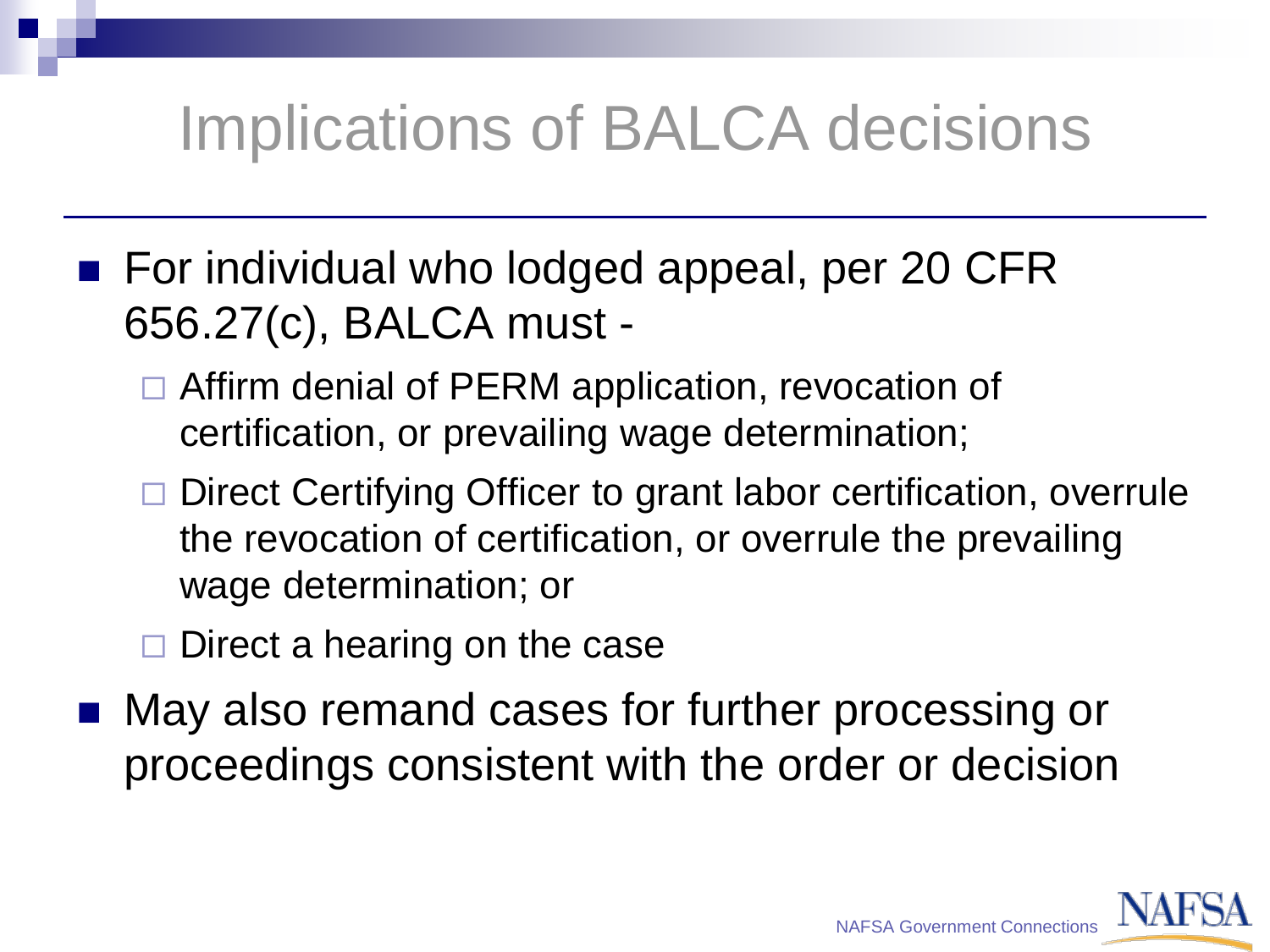# Implications of BALCA decisions

- For individual who lodged appeal, per 20 CFR 656.27(c), BALCA must -
  - Affirm denial of PERM application, revocation of certification, or prevailing wage determination;
  - Direct Certifying Officer to grant labor certification, overrule the revocation of certification, or overrule the prevailing wage determination; or
  - Direct a hearing on the case
- May also remand cases for further processing or proceedings consistent with the order or decision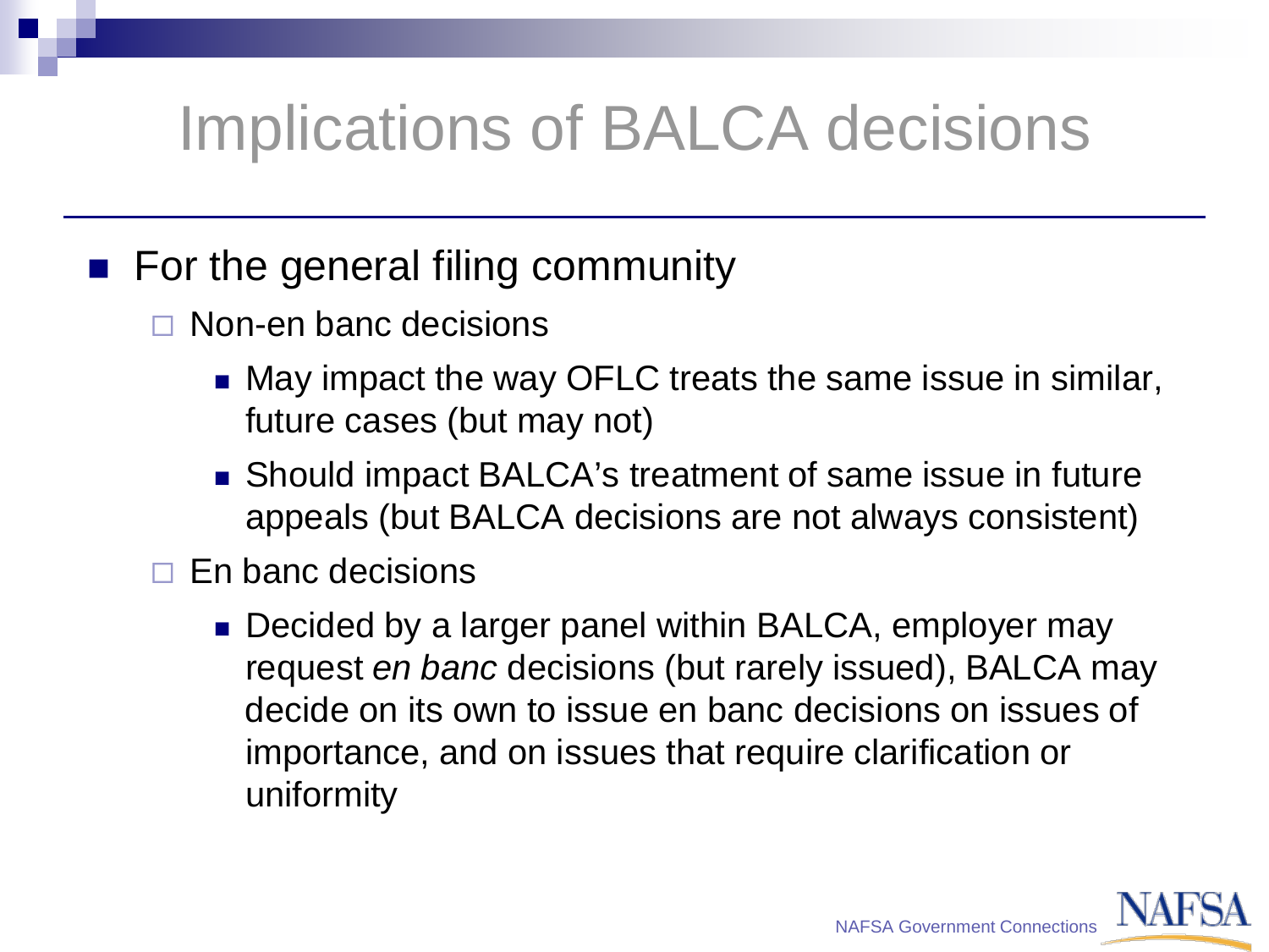# Implications of BALCA decisions

- For the general filing community
  - Non-en banc decisions
    - May impact the way OFLC treats the same issue in similar, future cases (but may not)
    - Should impact BALCA's treatment of same issue in future appeals (but BALCA decisions are not always consistent)
  - En banc decisions
    - Decided by a larger panel within BALCA, employer may request *en banc* decisions (but rarely issued), BALCA may decide on its own to issue en banc decisions on issues of importance, and on issues that require clarification or uniformity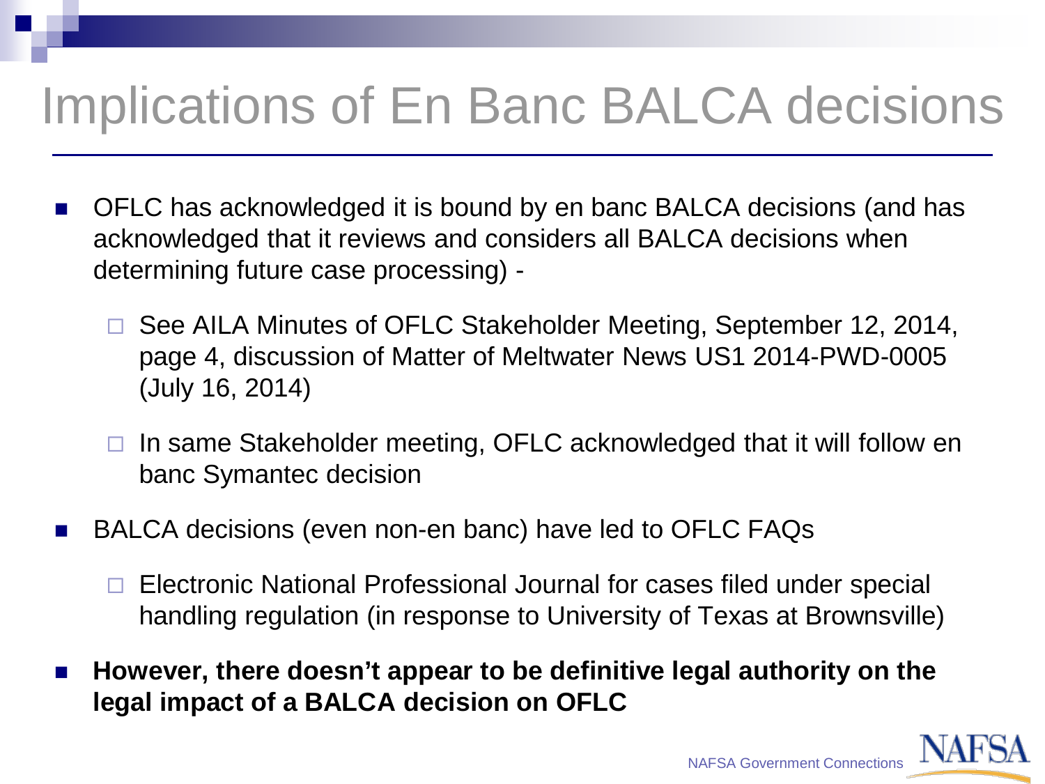# Implications of En Banc BALCA decisions

- OFLC has acknowledged it is bound by en banc BALCA decisions (and has acknowledged that it reviews and considers all BALCA decisions when determining future case processing) -
  - See AILA Minutes of OFLC Stakeholder Meeting, September 12, 2014, page 4, discussion of Matter of Meltwater News US1 2014-PWD-0005 (July 16, 2014)
  - In same Stakeholder meeting, OFLC acknowledged that it will follow en banc Symantec decision
- BALCA decisions (even non-en banc) have led to OFLC FAQs
  - Electronic National Professional Journal for cases filed under special handling regulation (in response to University of Texas at Brownsville)
- **However, there doesn't appear to be definitive legal authority on the legal impact of a BALCA decision on OFLC**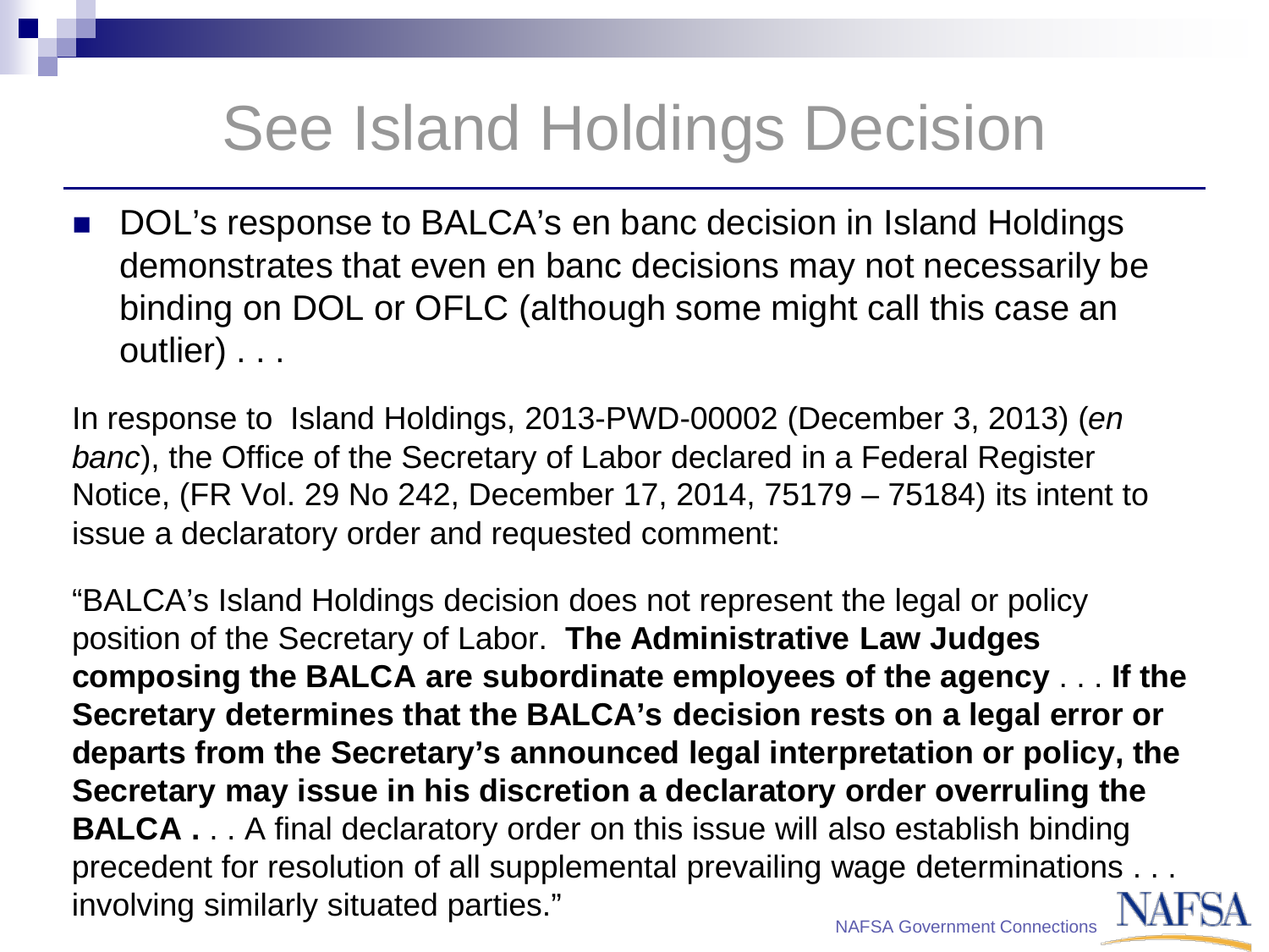# See Island Holdings Decision

- DOL's response to BALCA's en banc decision in Island Holdings demonstrates that even en banc decisions may not necessarily be binding on DOL or OFLC (although some might call this case an outlier) . . .

In response to Island Holdings, 2013-PWD-00002 (December 3, 2013) (*en banc*), the Office of the Secretary of Labor declared in a Federal Register Notice, (FR Vol. 29 No 242, December 17, 2014, 75179 – 75184) its intent to issue a declaratory order and requested comment:

"BALCA's Island Holdings decision does not represent the legal or policy position of the Secretary of Labor. **The Administrative Law Judges composing the BALCA are subordinate employees of the agency** . . . **If the Secretary determines that the BALCA's decision rests on a legal error or departs from the Secretary's announced legal interpretation or policy, the Secretary may issue in his discretion a declaratory order overruling the BALCA .** . . A final declaratory order on this issue will also establish binding precedent for resolution of all supplemental prevailing wage determinations . . . involving similarly situated parties."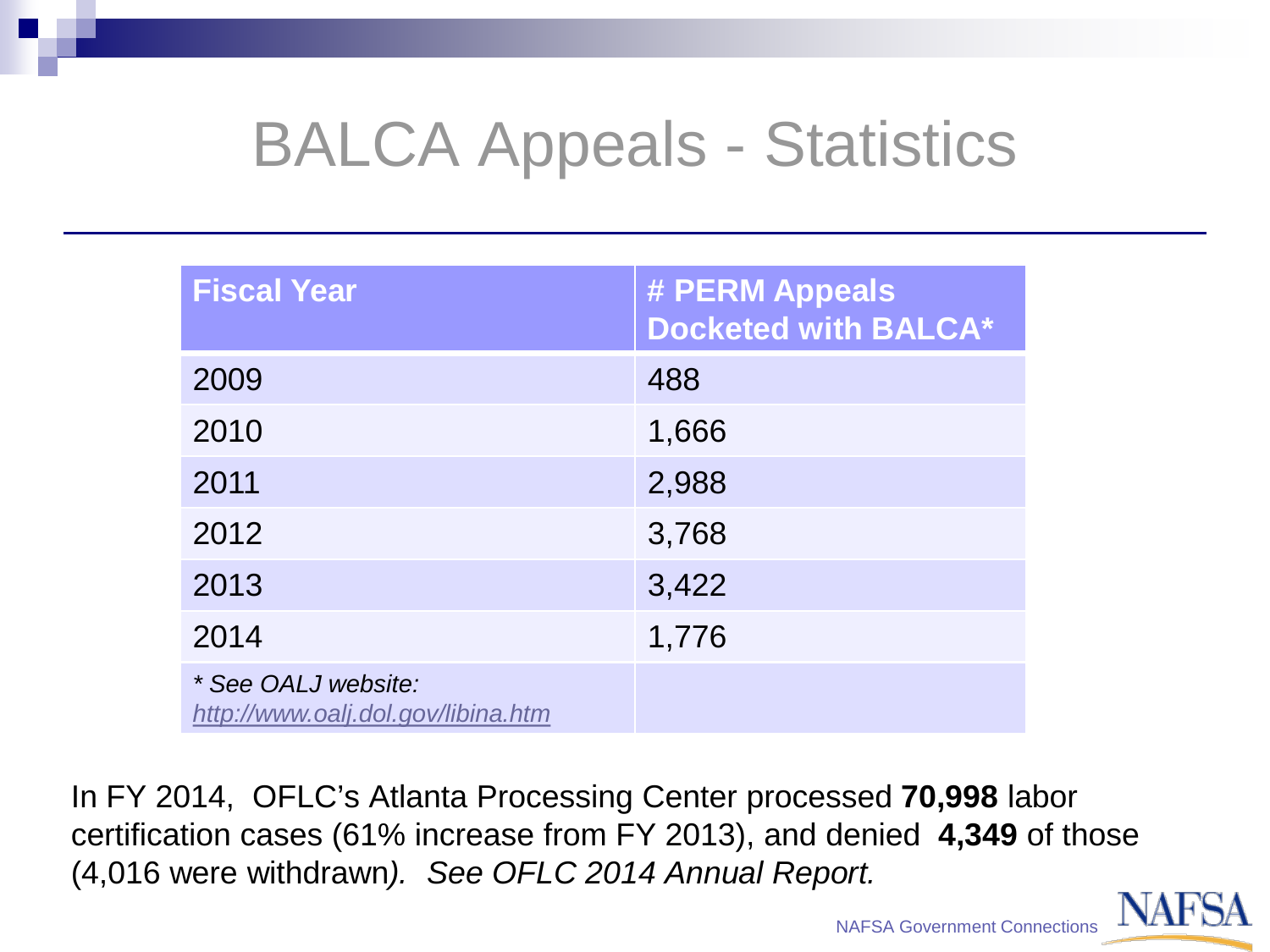# BALCA Appeals - Statistics

| Fiscal Year | # PERM Appeals Docketed with BALCA* |
|---|---|
| 2009 | 488 |
| 2010 | 1,666 |
| 2011 | 2,988 |
| 2012 | 3,768 |
| 2013 | 3,422 |
| 2014 | 1,776 |
| *\* See OALJ website: http://www.oalj.dol.gov/libina.htm* | |

In FY 2014, OFLC's Atlanta Processing Center processed **70,998** labor certification cases (61% increase from FY 2013), and denied **4,349** of those (4,016 were withdrawn). *See OFLC 2014 Annual Report.*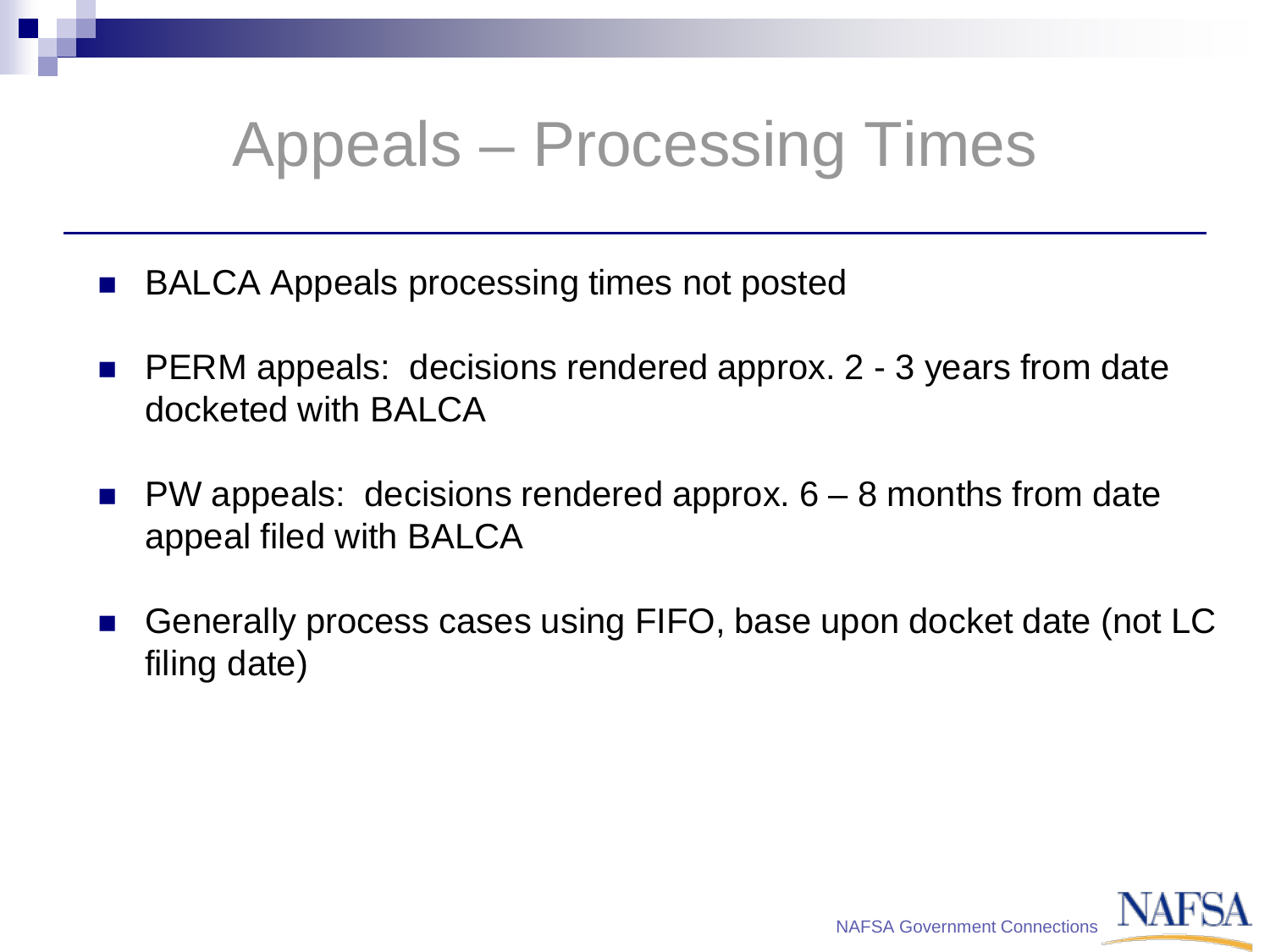# Appeals – Processing Times

- BALCA Appeals processing times not posted
- PERM appeals: decisions rendered approx. 2 - 3 years from date docketed with BALCA
- PW appeals: decisions rendered approx. 6 – 8 months from date appeal filed with BALCA
- Generally process cases using FIFO, base upon docket date (not LC filing date)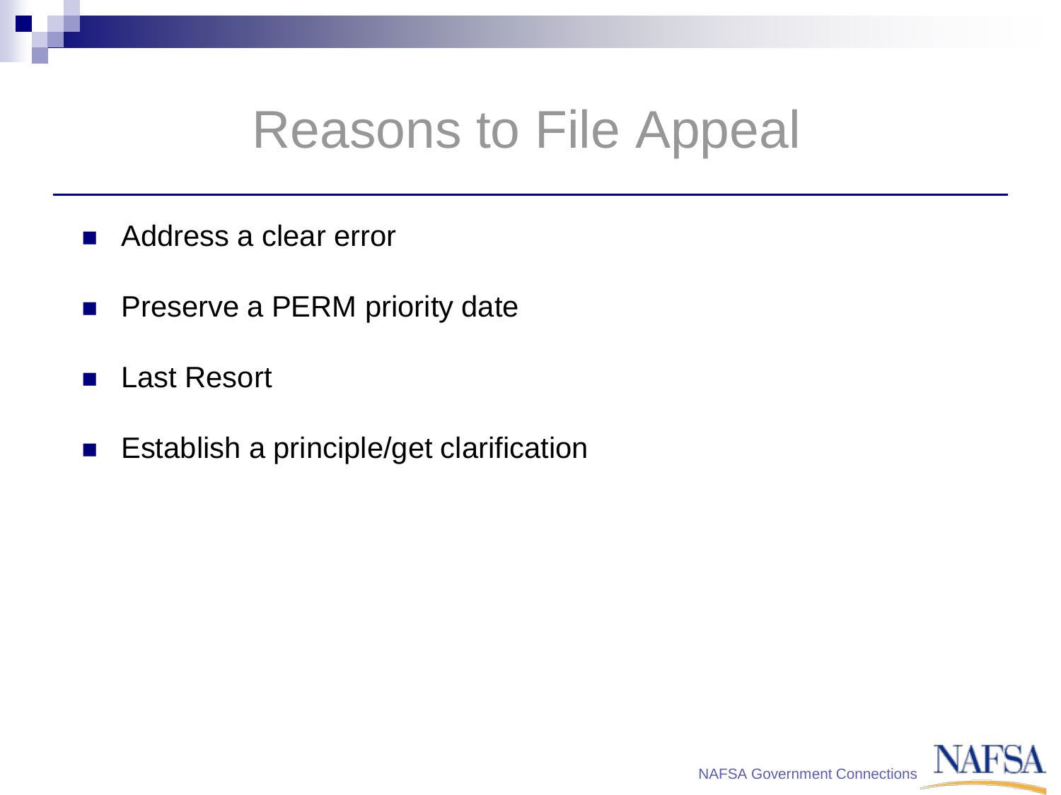# Reasons to File Appeal

- Address a clear error
- Preserve a PERM priority date
- Last Resort
- Establish a principle/get clarification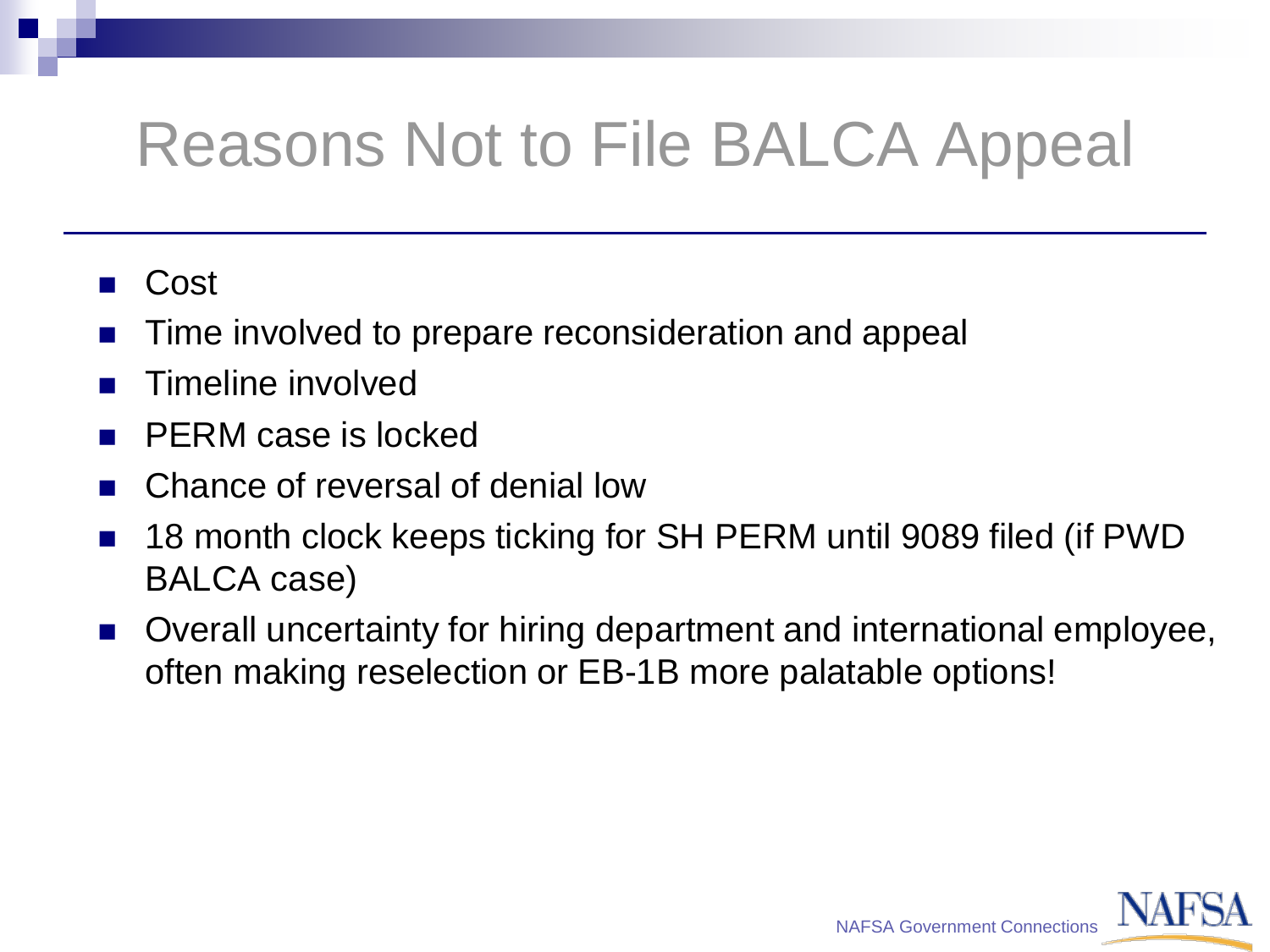# Reasons Not to File BALCA Appeal

- Cost
- Time involved to prepare reconsideration and appeal
- Timeline involved
- PERM case is locked
- Chance of reversal of denial low
- 18 month clock keeps ticking for SH PERM until 9089 filed (if PWD BALCA case)
- Overall uncertainty for hiring department and international employee, often making reselection or EB-1B more palatable options!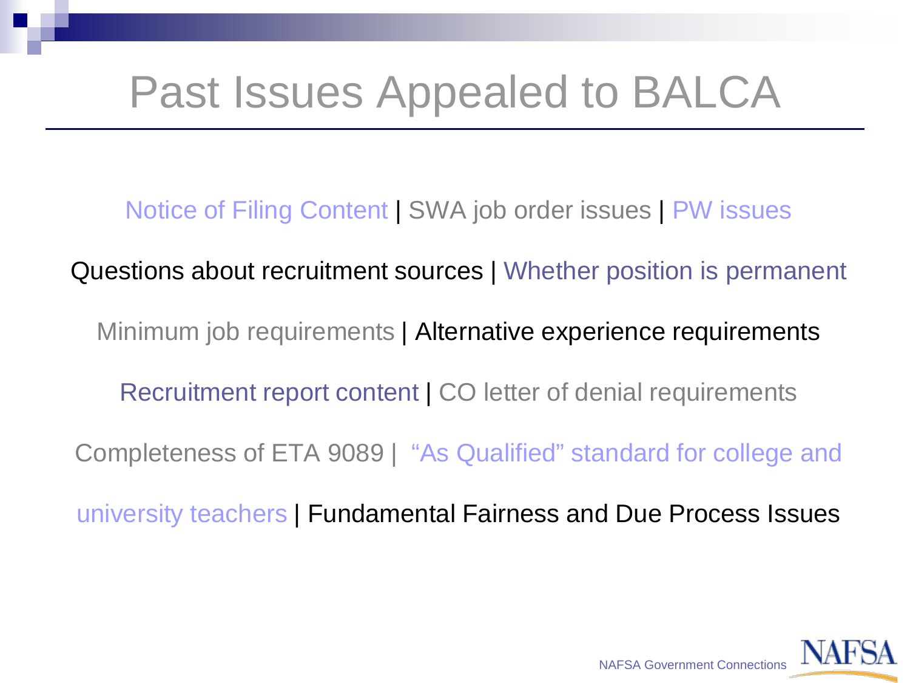# Past Issues Appealed to BALCA

Notice of Filing Content | SWA job order issues | PW issues

Questions about recruitment sources | Whether position is permanent

Minimum job requirements | Alternative experience requirements

Recruitment report content | CO letter of denial requirements

Completeness of ETA 9089 | "As Qualified" standard for college and university teachers | Fundamental Fairness and Due Process Issues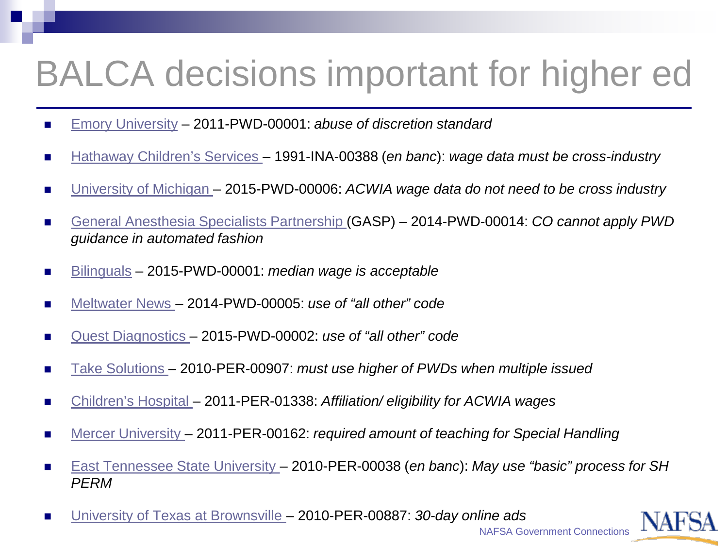# BALCA decisions important for higher ed

- Emory University – 2011-PWD-00001: *abuse of discretion standard*
- Hathaway Children's Services – 1991-INA-00388 (*en banc*): *wage data must be cross-industry*
- University of Michigan – 2015-PWD-00006: *ACWIA wage data do not need to be cross industry*
- General Anesthesia Specialists Partnership (GASP) – 2014-PWD-00014: *CO cannot apply PWD guidance in automated fashion*
- Bilinguals – 2015-PWD-00001: *median wage is acceptable*
- Meltwater News – 2014-PWD-00005: *use of "all other" code*
- Quest Diagnostics – 2015-PWD-00002: *use of "all other" code*
- Take Solutions – 2010-PER-00907: *must use higher of PWDs when multiple issued*
- Children's Hospital – 2011-PER-01338: *Affiliation/ eligibility for ACWIA wages*
- Mercer University – 2011-PER-00162: *required amount of teaching for Special Handling*
- East Tennessee State University – 2010-PER-00038 (*en banc*): *May use "basic" process for SH PERM*
- University of Texas at Brownsville – 2010-PER-00887: *30-day online ads*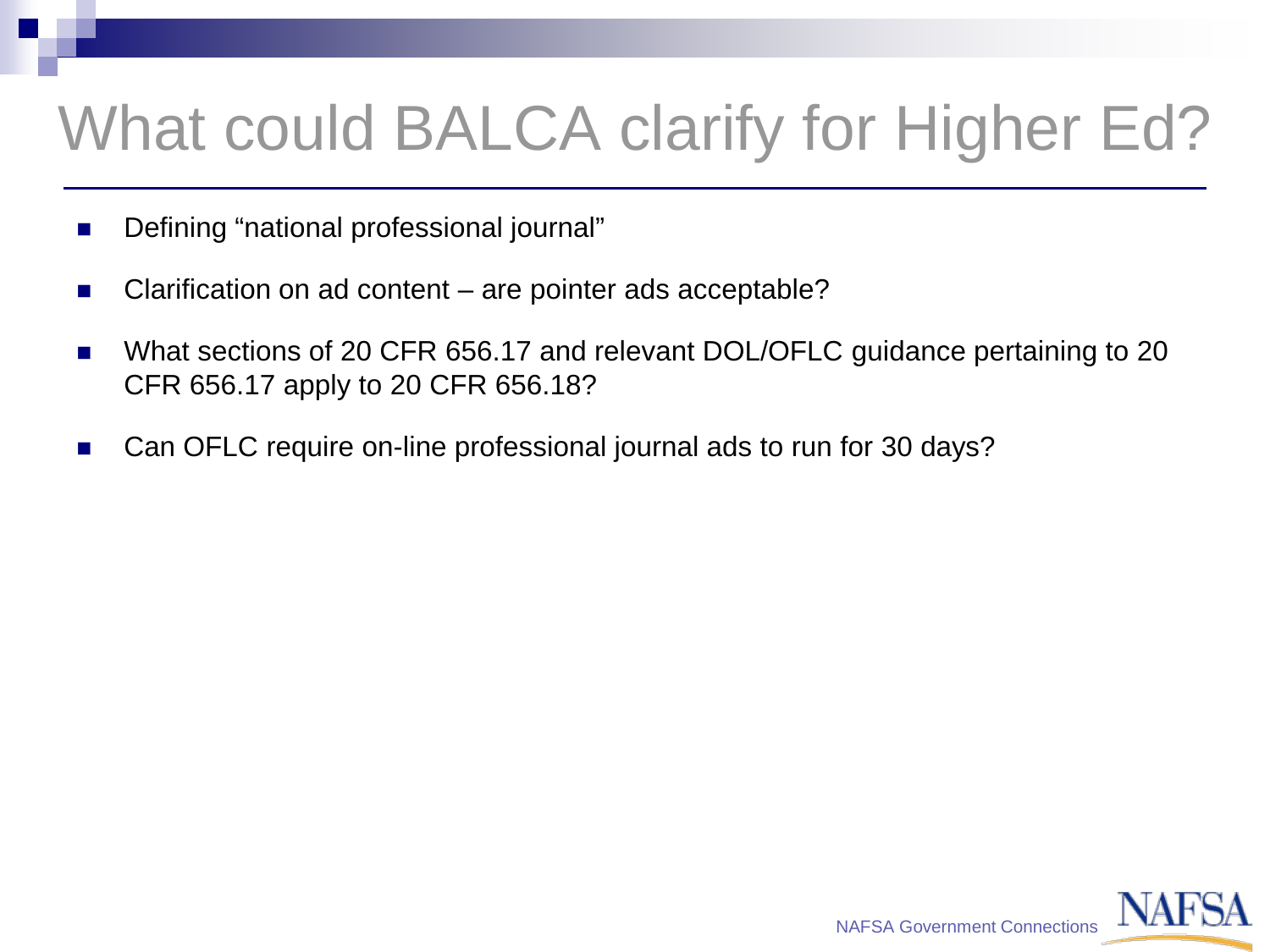# What could BALCA clarify for Higher Ed?

- Defining “national professional journal”
- Clarification on ad content – are pointer ads acceptable?
- What sections of 20 CFR 656.17 and relevant DOL/OFLC guidance pertaining to 20 CFR 656.17 apply to 20 CFR 656.18?
- Can OFLC require on-line professional journal ads to run for 30 days?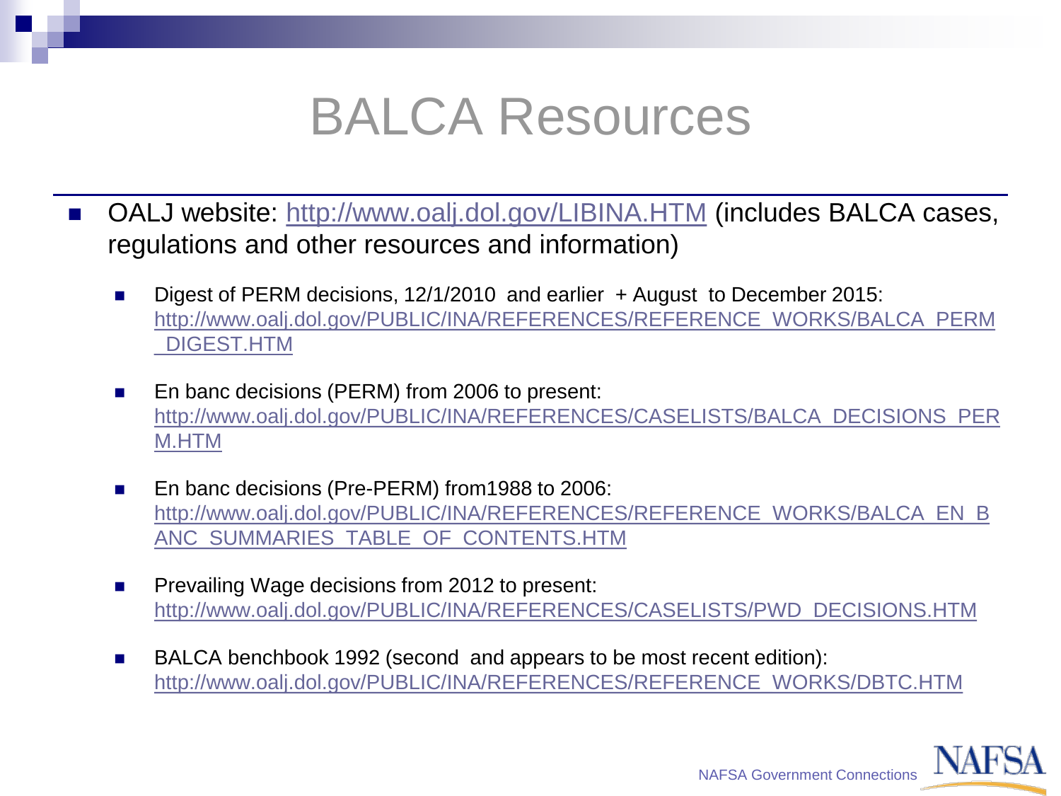# BALCA Resources

- OALJ website: http://www.oalj.dol.gov/LIBINA.HTM (includes BALCA cases, regulations and other resources and information)
  - Digest of PERM decisions, 12/1/2010 and earlier + August to December 2015: http://www.oalj.dol.gov/PUBLIC/INA/REFERENCES/REFERENCE_WORKS/BALCA_PERM_DIGEST.HTM
  - En banc decisions (PERM) from 2006 to present: http://www.oalj.dol.gov/PUBLIC/INA/REFERENCES/CASELISTS/BALCA_DECISIONS_PERM.HTM
  - En banc decisions (Pre-PERM) from1988 to 2006: http://www.oalj.dol.gov/PUBLIC/INA/REFERENCES/REFERENCE_WORKS/BALCA_EN_BANC_SUMMARIES_TABLE_OF_CONTENTS.HTM
  - Prevailing Wage decisions from 2012 to present: http://www.oalj.dol.gov/PUBLIC/INA/REFERENCES/CASELISTS/PWD_DECISIONS.HTM
  - BALCA benchbook 1992 (second and appears to be most recent edition): http://www.oalj.dol.gov/PUBLIC/INA/REFERENCES/REFERENCE_WORKS/DBTC.HTM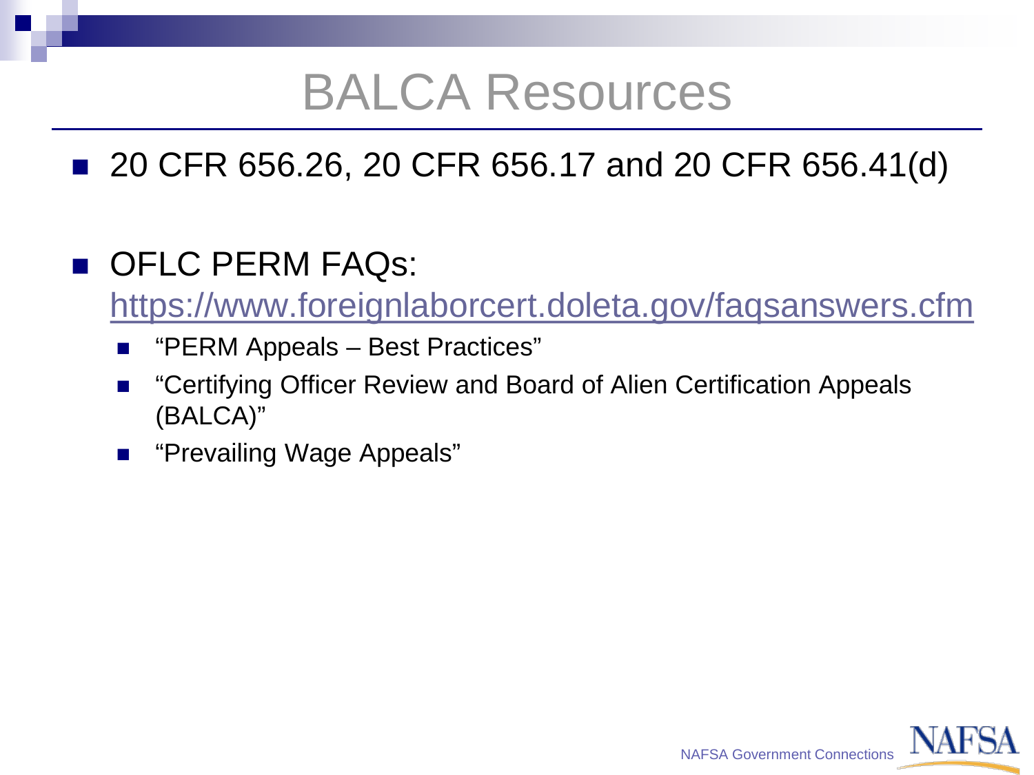# BALCA Resources

- 20 CFR 656.26, 20 CFR 656.17 and 20 CFR 656.41(d)

- OFLC PERM FAQs: https://www.foreignlaborcert.doleta.gov/faqsanswers.cfm
  - "PERM Appeals – Best Practices"
  - "Certifying Officer Review and Board of Alien Certification Appeals (BALCA)"
  - "Prevailing Wage Appeals"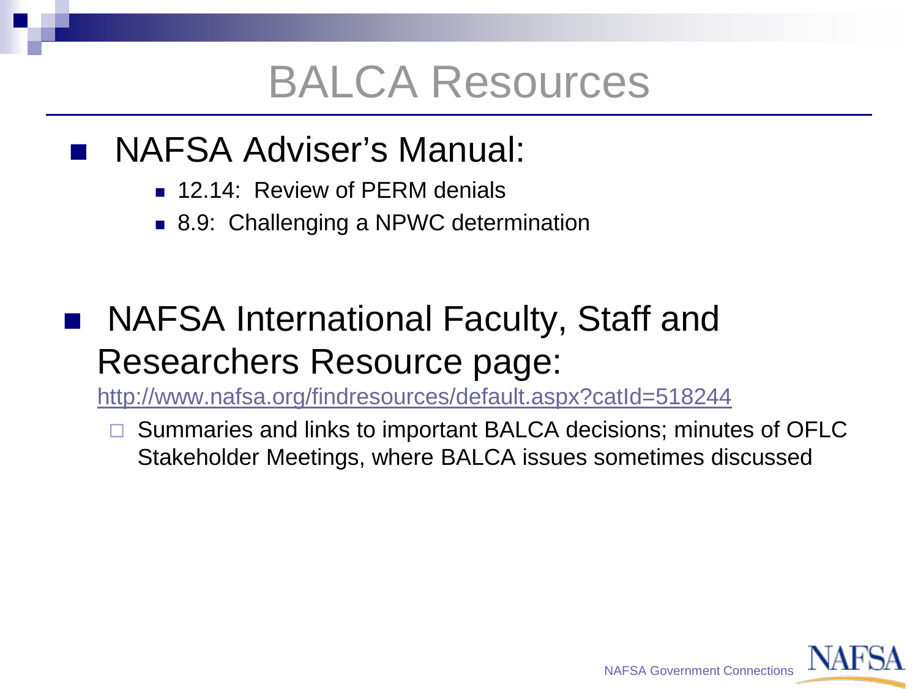# BALCA Resources

- NAFSA Adviser's Manual:
  - 12.14: Review of PERM denials
  - 8.9: Challenging a NPWC determination

- NAFSA International Faculty, Staff and Researchers Resource page: http://www.nafsa.org/findresources/default.aspx?catId=518244
  - Summaries and links to important BALCA decisions; minutes of OFLC Stakeholder Meetings, where BALCA issues sometimes discussed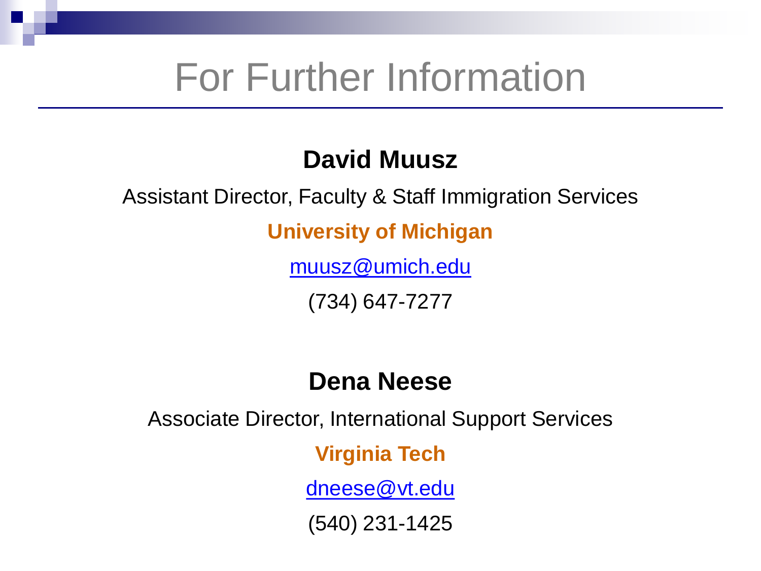# For Further Information

**David Muusz**

Assistant Director, Faculty & Staff Immigration Services

**University of Michigan**

muusz@umich.edu

(734) 647-7277

**Dena Neese**

Associate Director, International Support Services

**Virginia Tech**

dneese@vt.edu

(540) 231-1425